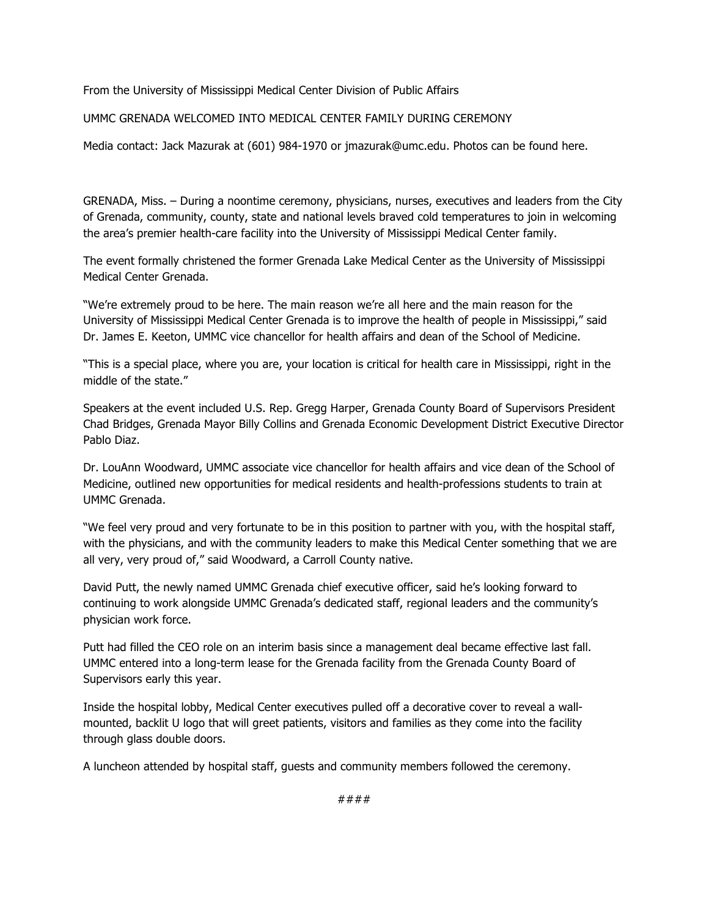From the University of Mississippi Medical Center Division of Public Affairs

# UMMC GRENADA WELCOMED INTO MEDICAL CENTER FAMILY DURING CEREMONY

Media contact: Jack Mazurak at (601) 984-1970 or jmazurak@umc.edu. Photos can be found here.

GRENADA, Miss. – During a noontime ceremony, physicians, nurses, executives and leaders from the City of Grenada, community, county, state and national levels braved cold temperatures to join in welcoming the area's premier health-care facility into the University of Mississippi Medical Center family.

The event formally christened the former Grenada Lake Medical Center as the University of Mississippi Medical Center Grenada.

"We're extremely proud to be here. The main reason we're all here and the main reason for the University of Mississippi Medical Center Grenada is to improve the health of people in Mississippi," said Dr. James E. Keeton, UMMC vice chancellor for health affairs and dean of the School of Medicine.

"This is a special place, where you are, your location is critical for health care in Mississippi, right in the middle of the state."

Speakers at the event included U.S. Rep. Gregg Harper, Grenada County Board of Supervisors President Chad Bridges, Grenada Mayor Billy Collins and Grenada Economic Development District Executive Director Pablo Diaz.

Dr. LouAnn Woodward, UMMC associate vice chancellor for health affairs and vice dean of the School of Medicine, outlined new opportunities for medical residents and health-professions students to train at UMMC Grenada.

"We feel very proud and very fortunate to be in this position to partner with you, with the hospital staff, with the physicians, and with the community leaders to make this Medical Center something that we are all very, very proud of," said Woodward, a Carroll County native.

David Putt, the newly named UMMC Grenada chief executive officer, said he's looking forward to continuing to work alongside UMMC Grenada's dedicated staff, regional leaders and the community's physician work force.

Putt had filled the CEO role on an interim basis since a management deal became effective last fall. UMMC entered into a long-term lease for the Grenada facility from the Grenada County Board of Supervisors early this year.

Inside the hospital lobby, Medical Center executives pulled off a decorative cover to reveal a wall-mounted, backlit U logo that will greet patients, visitors and families as they come into the facility through glass double doors.

A luncheon attended by hospital staff, guests and community members followed the ceremony.

####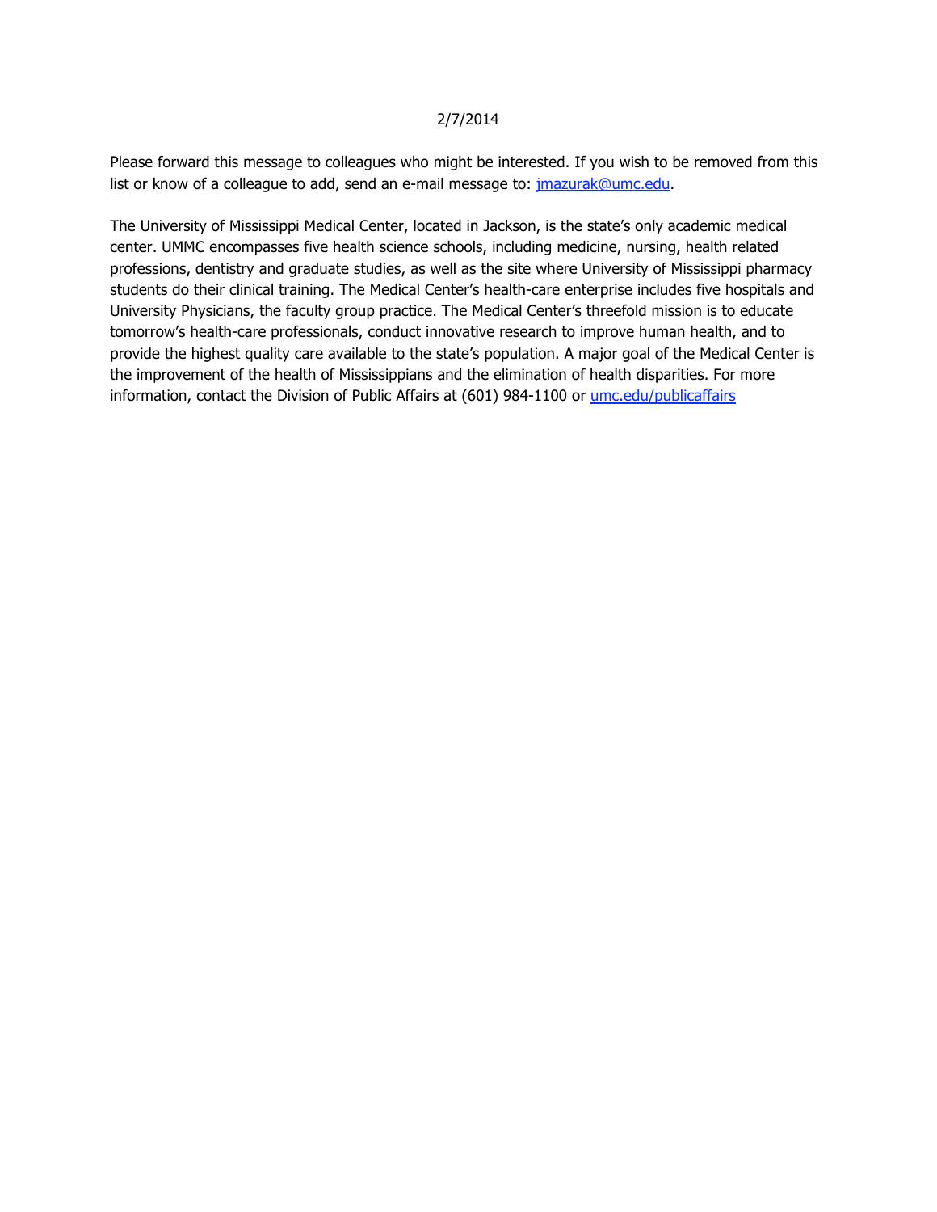2/7/2014

Please forward this message to colleagues who might be interested. If you wish to be removed from this list or know of a colleague to add, send an e-mail message to: jmazurak@umc.edu.

The University of Mississippi Medical Center, located in Jackson, is the state's only academic medical center. UMMC encompasses five health science schools, including medicine, nursing, health related professions, dentistry and graduate studies, as well as the site where University of Mississippi pharmacy students do their clinical training. The Medical Center's health-care enterprise includes five hospitals and University Physicians, the faculty group practice. The Medical Center's threefold mission is to educate tomorrow's health-care professionals, conduct innovative research to improve human health, and to provide the highest quality care available to the state's population. A major goal of the Medical Center is the improvement of the health of Mississippians and the elimination of health disparities. For more information, contact the Division of Public Affairs at (601) 984-1100 or umc.edu/publicaffairs